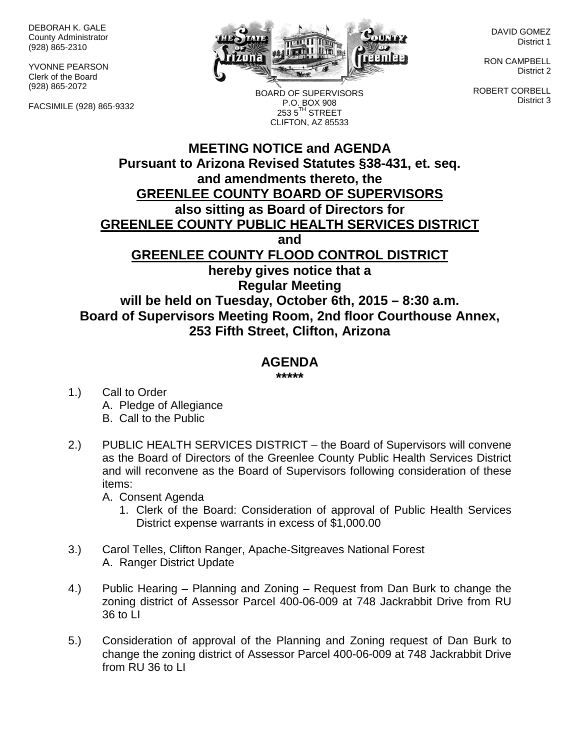DEBORAH K. GALE
County Administrator
(928) 865-2310

YVONNE PEARSON
Clerk of the Board
(928) 865-2072

FACSIMILE (928) 865-9332

BOARD OF SUPERVISORS
P.O. BOX 908
253 5TH STREET
CLIFTON, AZ 85533

DAVID GOMEZ
District 1

RON CAMPBELL
District 2

ROBERT CORBELL
District 3

# MEETING NOTICE and AGENDA

**Pursuant to Arizona Revised Statutes §38-431, et. seq. and amendments thereto, the**

**GREENLEE COUNTY BOARD OF SUPERVISORS**

**also sitting as Board of Directors for**

**GREENLEE COUNTY PUBLIC HEALTH SERVICES DISTRICT**

**and**

**GREENLEE COUNTY FLOOD CONTROL DISTRICT**

**hereby gives notice that a Regular Meeting will be held on Tuesday, October 6th, 2015 – 8:30 a.m. Board of Supervisors Meeting Room, 2nd floor Courthouse Annex, 253 Fifth Street, Clifton, Arizona**

## AGENDA

*****

1.) Call to Order
   A. Pledge of Allegiance
   B. Call to the Public

2.) PUBLIC HEALTH SERVICES DISTRICT – the Board of Supervisors will convene as the Board of Directors of the Greenlee County Public Health Services District and will reconvene as the Board of Supervisors following consideration of these items:
   A. Consent Agenda
      1. Clerk of the Board: Consideration of approval of Public Health Services District expense warrants in excess of $1,000.00

3.) Carol Telles, Clifton Ranger, Apache-Sitgreaves National Forest
   A. Ranger District Update

4.) Public Hearing – Planning and Zoning – Request from Dan Burk to change the zoning district of Assessor Parcel 400-06-009 at 748 Jackrabbit Drive from RU 36 to LI

5.) Consideration of approval of the Planning and Zoning request of Dan Burk to change the zoning district of Assessor Parcel 400-06-009 at 748 Jackrabbit Drive from RU 36 to LI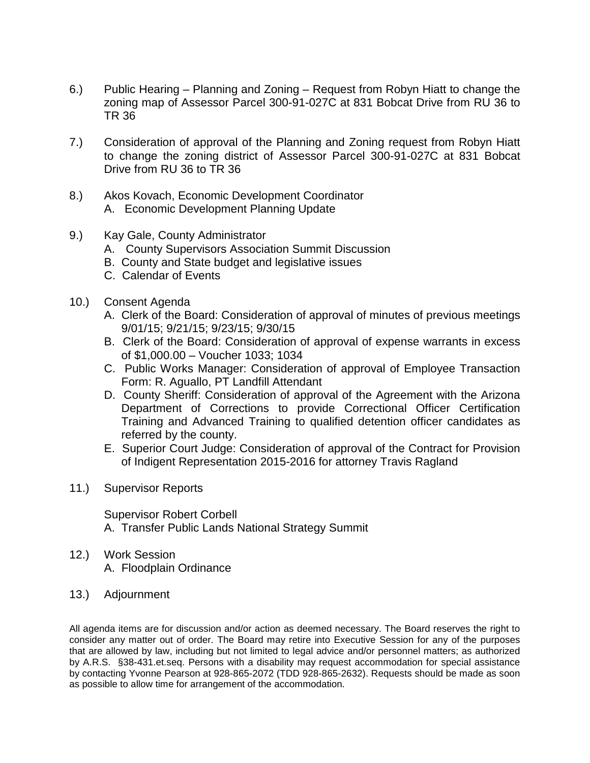6.) Public Hearing – Planning and Zoning – Request from Robyn Hiatt to change the zoning map of Assessor Parcel 300-91-027C at 831 Bobcat Drive from RU 36 to TR 36

7.) Consideration of approval of the Planning and Zoning request from Robyn Hiatt to change the zoning district of Assessor Parcel 300-91-027C at 831 Bobcat Drive from RU 36 to TR 36

8.) Akos Kovach, Economic Development Coordinator
- A. Economic Development Planning Update

9.) Kay Gale, County Administrator
- A. County Supervisors Association Summit Discussion
- B. County and State budget and legislative issues
- C. Calendar of Events

10.) Consent Agenda
- A. Clerk of the Board: Consideration of approval of minutes of previous meetings 9/01/15; 9/21/15; 9/23/15; 9/30/15
- B. Clerk of the Board: Consideration of approval of expense warrants in excess of $1,000.00 – Voucher 1033; 1034
- C. Public Works Manager: Consideration of approval of Employee Transaction Form: R. Aguallo, PT Landfill Attendant
- D. County Sheriff: Consideration of approval of the Agreement with the Arizona Department of Corrections to provide Correctional Officer Certification Training and Advanced Training to qualified detention officer candidates as referred by the county.
- E. Superior Court Judge: Consideration of approval of the Contract for Provision of Indigent Representation 2015-2016 for attorney Travis Ragland

11.) Supervisor Reports

Supervisor Robert Corbell
- A. Transfer Public Lands National Strategy Summit

12.) Work Session
- A. Floodplain Ordinance

13.) Adjournment

All agenda items are for discussion and/or action as deemed necessary. The Board reserves the right to consider any matter out of order. The Board may retire into Executive Session for any of the purposes that are allowed by law, including but not limited to legal advice and/or personnel matters; as authorized by A.R.S. §38-431.et.seq. Persons with a disability may request accommodation for special assistance by contacting Yvonne Pearson at 928-865-2072 (TDD 928-865-2632). Requests should be made as soon as possible to allow time for arrangement of the accommodation.